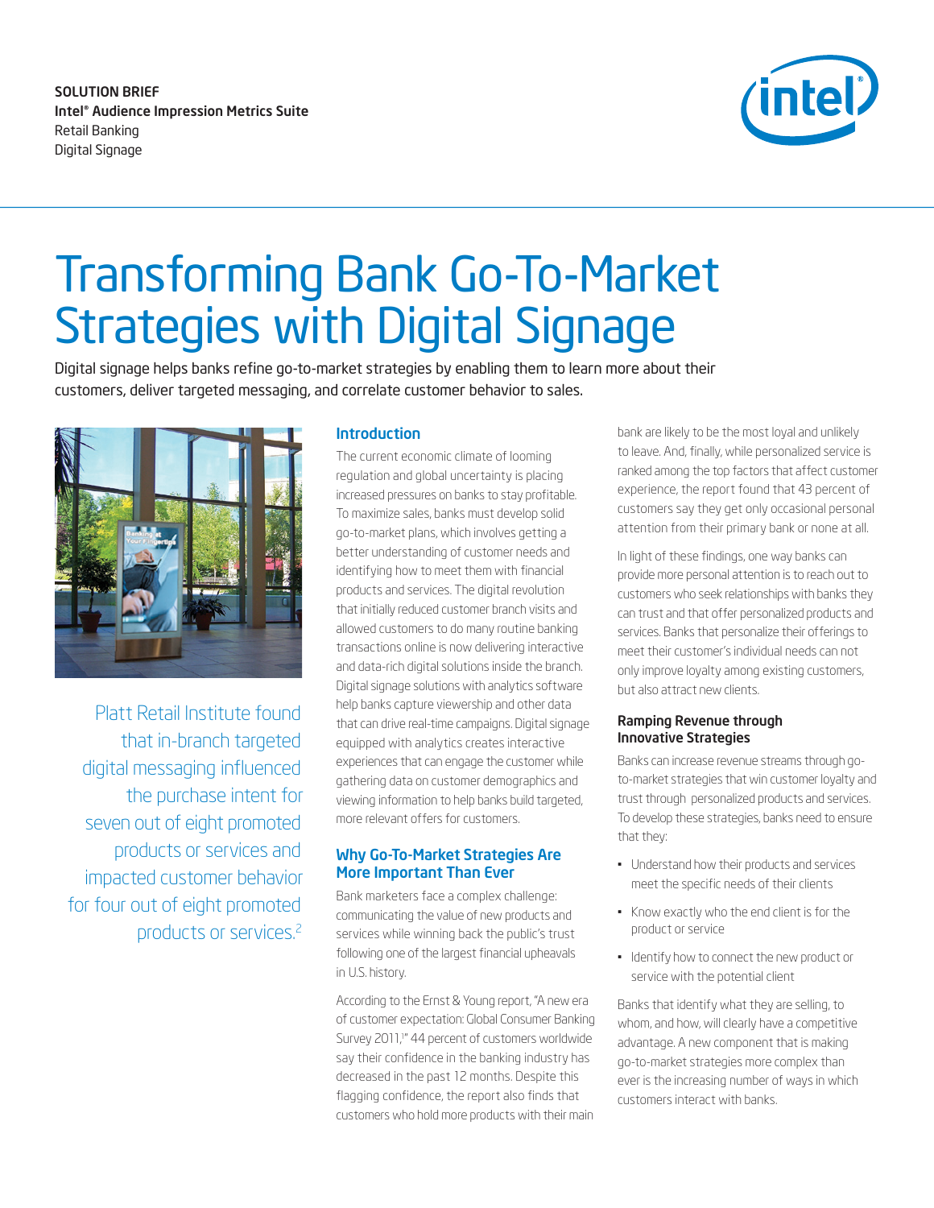SOLUTION BRIEF
**Intel® Audience Impression Metrics Suite**
Retail Banking
Digital Signage

# Transforming Bank Go-To-Market Strategies with Digital Signage

Digital signage helps banks refine go-to-market strategies by enabling them to learn more about their customers, deliver targeted messaging, and correlate customer behavior to sales.

Platt Retail Institute found that in-branch targeted digital messaging influenced the purchase intent for seven out of eight promoted products or services and impacted customer behavior for four out of eight promoted products or services.[2]

## Introduction

The current economic climate of looming regulation and global uncertainty is placing increased pressures on banks to stay profitable. To maximize sales, banks must develop solid go-to-market plans, which involves getting a better understanding of customer needs and identifying how to meet them with financial products and services. The digital revolution that initially reduced customer branch visits and allowed customers to do many routine banking transactions online is now delivering interactive and data-rich digital solutions inside the branch. Digital signage solutions with analytics software help banks capture viewership and other data that can drive real-time campaigns. Digital signage equipped with analytics creates interactive experiences that can engage the customer while gathering data on customer demographics and viewing information to help banks build targeted, more relevant offers for customers.

## Why Go-To-Market Strategies Are More Important Than Ever

Bank marketers face a complex challenge: communicating the value of new products and services while winning back the public's trust following one of the largest financial upheavals in U.S. history.

According to the Ernst & Young report, "A new era of customer expectation: Global Consumer Banking Survey 2011," 44 percent of customers worldwide say their confidence in the banking industry has decreased in the past 12 months. Despite this flagging confidence, the report also finds that customers who hold more products with their main bank are likely to be the most loyal and unlikely to leave. And, finally, while personalized service is ranked among the top factors that affect customer experience, the report found that 43 percent of customers say they get only occasional personal attention from their primary bank or none at all.

In light of these findings, one way banks can provide more personal attention is to reach out to customers who seek relationships with banks they can trust and that offer personalized products and services. Banks that personalize their offerings to meet their customer's individual needs can not only improve loyalty among existing customers, but also attract new clients.

### Ramping Revenue through Innovative Strategies

Banks can increase revenue streams through go-to-market strategies that win customer loyalty and trust through personalized products and services. To develop these strategies, banks need to ensure that they:

- Understand how their products and services meet the specific needs of their clients
- Know exactly who the end client is for the product or service
- Identify how to connect the new product or service with the potential client

Banks that identify what they are selling, to whom, and how, will clearly have a competitive advantage. A new component that is making go-to-market strategies more complex than ever is the increasing number of ways in which customers interact with banks.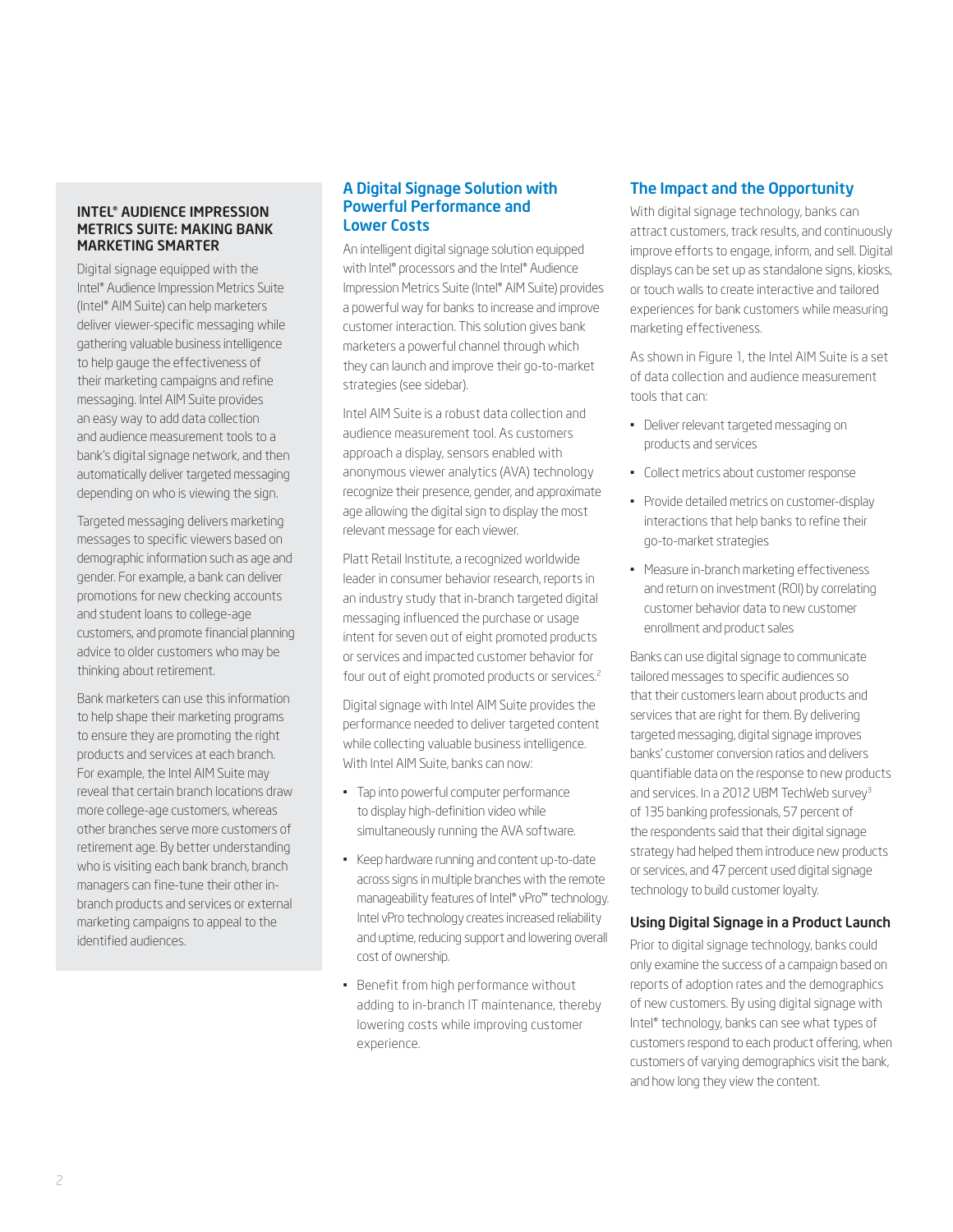## INTEL® AUDIENCE IMPRESSION METRICS SUITE: MAKING BANK MARKETING SMARTER

Digital signage equipped with the Intel® Audience Impression Metrics Suite (Intel® AIM Suite) can help marketers deliver viewer-specific messaging while gathering valuable business intelligence to help gauge the effectiveness of their marketing campaigns and refine messaging. Intel AIM Suite provides an easy way to add data collection and audience measurement tools to a bank's digital signage network, and then automatically deliver targeted messaging depending on who is viewing the sign.

Targeted messaging delivers marketing messages to specific viewers based on demographic information such as age and gender. For example, a bank can deliver promotions for new checking accounts and student loans to college-age customers, and promote financial planning advice to older customers who may be thinking about retirement.

Bank marketers can use this information to help shape their marketing programs to ensure they are promoting the right products and services at each branch. For example, the Intel AIM Suite may reveal that certain branch locations draw more college-age customers, whereas other branches serve more customers of retirement age. By better understanding who is visiting each bank branch, branch managers can fine-tune their other in-branch products and services or external marketing campaigns to appeal to the identified audiences.

## A Digital Signage Solution with Powerful Performance and Lower Costs

An intelligent digital signage solution equipped with Intel® processors and the Intel® Audience Impression Metrics Suite (Intel® AIM Suite) provides a powerful way for banks to increase and improve customer interaction. This solution gives bank marketers a powerful channel through which they can launch and improve their go-to-market strategies (see sidebar).

Intel AIM Suite is a robust data collection and audience measurement tool. As customers approach a display, sensors enabled with anonymous viewer analytics (AVA) technology recognize their presence, gender, and approximate age allowing the digital sign to display the most relevant message for each viewer.

Platt Retail Institute, a recognized worldwide leader in consumer behavior research, reports in an industry study that in-branch targeted digital messaging influenced the purchase or usage intent for seven out of eight promoted products or services and impacted customer behavior for four out of eight promoted products or services.[2]

Digital signage with Intel AIM Suite provides the performance needed to deliver targeted content while collecting valuable business intelligence. With Intel AIM Suite, banks can now:

- Tap into powerful computer performance to display high-definition video while simultaneously running the AVA software.
- Keep hardware running and content up-to-date across signs in multiple branches with the remote manageability features of Intel® vPro™ technology. Intel vPro technology creates increased reliability and uptime, reducing support and lowering overall cost of ownership.
- Benefit from high performance without adding to in-branch IT maintenance, thereby lowering costs while improving customer experience.

## The Impact and the Opportunity

With digital signage technology, banks can attract customers, track results, and continuously improve efforts to engage, inform, and sell. Digital displays can be set up as standalone signs, kiosks, or touch walls to create interactive and tailored experiences for bank customers while measuring marketing effectiveness.

As shown in Figure 1, the Intel AIM Suite is a set of data collection and audience measurement tools that can:

- Deliver relevant targeted messaging on products and services
- Collect metrics about customer response
- Provide detailed metrics on customer-display interactions that help banks to refine their go-to-market strategies
- Measure in-branch marketing effectiveness and return on investment (ROI) by correlating customer behavior data to new customer enrollment and product sales

Banks can use digital signage to communicate tailored messages to specific audiences so that their customers learn about products and services that are right for them. By delivering targeted messaging, digital signage improves banks' customer conversion ratios and delivers quantifiable data on the response to new products and services. In a 2012 UBM TechWeb survey[3] of 135 banking professionals, 57 percent of the respondents said that their digital signage strategy had helped them introduce new products or services, and 47 percent used digital signage technology to build customer loyalty.

### Using Digital Signage in a Product Launch

Prior to digital signage technology, banks could only examine the success of a campaign based on reports of adoption rates and the demographics of new customers. By using digital signage with Intel® technology, banks can see what types of customers respond to each product offering, when customers of varying demographics visit the bank, and how long they view the content.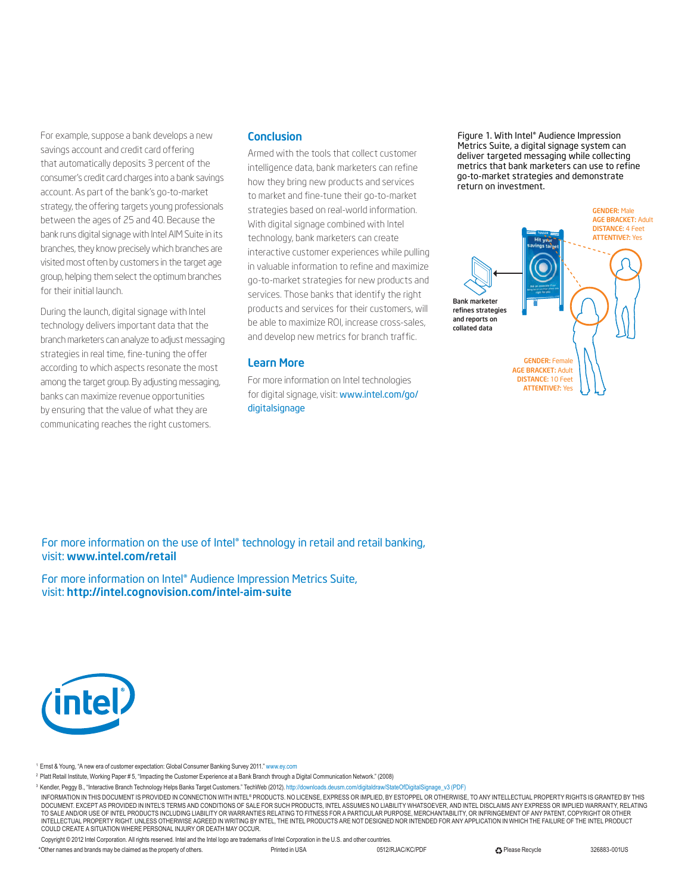For example, suppose a bank develops a new savings account and credit card offering that automatically deposits 3 percent of the consumer's credit card charges into a bank savings account. As part of the bank's go-to-market strategy, the offering targets young professionals between the ages of 25 and 40. Because the bank runs digital signage with Intel AIM Suite in its branches, they know precisely which branches are visited most often by customers in the target age group, helping them select the optimum branches for their initial launch.

During the launch, digital signage with Intel technology delivers important data that the branch marketers can analyze to adjust messaging strategies in real time, fine-tuning the offer according to which aspects resonate the most among the target group. By adjusting messaging, banks can maximize revenue opportunities by ensuring that the value of what they are communicating reaches the right customers.

## Conclusion

Armed with the tools that collect customer intelligence data, bank marketers can refine how they bring new products and services to market and fine-tune their go-to-market strategies based on real-world information. With digital signage combined with Intel technology, bank marketers can create interactive customer experiences while pulling in valuable information to refine and maximize go-to-market strategies for new products and services. Those banks that identify the right products and services for their customers, will be able to maximize ROI, increase cross-sales, and develop new metrics for branch traffic.

## Learn More

For more information on Intel technologies for digital signage, visit: www.intel.com/go/digitalsignage

Figure 1. With Intel® Audience Impression Metrics Suite, a digital signage system can deliver targeted messaging while collecting metrics that bank marketers can use to refine go-to-market strategies and demonstrate return on investment.

**GENDER:** Male
**AGE BRACKET:** Adult
**DISTANCE:** 4 Feet
**ATTENTIVE?:** Yes

Hit your savings target

Bank marketer refines strategies and reports on collated data

**GENDER:** Female
**AGE BRACKET:** Adult
**DISTANCE:** 10 Feet
**ATTENTIVE?:** Yes

For more information on the use of Intel® technology in retail and retail banking, visit: **www.intel.com/retail**

For more information on Intel® Audience Impression Metrics Suite, visit: **http://intel.cognovision.com/intel-aim-suite**

[1] Ernst & Young, "A new era of customer expectation: Global Consumer Banking Survey 2011." www.ey.com

[2] Platt Retail Institute, Working Paper # 5, "Impacting the Customer Experience at a Bank Branch through a Digital Communication Network." (2008)

[3] Kendler, Peggy B., "Interactive Branch Technology Helps Banks Target Customers." TechWeb (2012). http://downloads.deusm.com/digitaldraw/StateOfDigitalSignage_v3 (PDF)

INFORMATION IN THIS DOCUMENT IS PROVIDED IN CONNECTION WITH INTEL® PRODUCTS. NO LICENSE, EXPRESS OR IMPLIED, BY ESTOPPEL OR OTHERWISE, TO ANY INTELLECTUAL PROPERTY RIGHTS IS GRANTED BY THIS DOCUMENT. EXCEPT AS PROVIDED IN INTEL'S TERMS AND CONDITIONS OF SALE FOR SUCH PRODUCTS, INTEL ASSUMES NO LIABILITY WHATSOEVER, AND INTEL DISCLAIMS ANY EXPRESS OR IMPLIED WARRANTY, RELATING TO SALE AND/OR USE OF INTEL PRODUCTS INCLUDING LIABILITY OR WARRANTIES RELATING TO FITNESS FOR A PARTICULAR PURPOSE, MERCHANTABILITY, OR INFRINGEMENT OF ANY PATENT, COPYRIGHT OR OTHER INTELLECTUAL PROPERTY RIGHT. UNLESS OTHERWISE AGREED IN WRITING BY INTEL, THE INTEL PRODUCTS ARE NOT DESIGNED NOR INTENDED FOR ANY APPLICATION IN WHICH THE FAILURE OF THE INTEL PRODUCT COULD CREATE A SITUATION WHERE PERSONAL INJURY OR DEATH MAY OCCUR.

Copyright © 2012 Intel Corporation. All rights reserved. Intel and the Intel logo are trademarks of Intel Corporation in the U.S. and other countries.

*Other names and brands may be claimed as the property of others. Printed in USA 0512/RJAC/KC/PDF Please Recycle 326883-001US